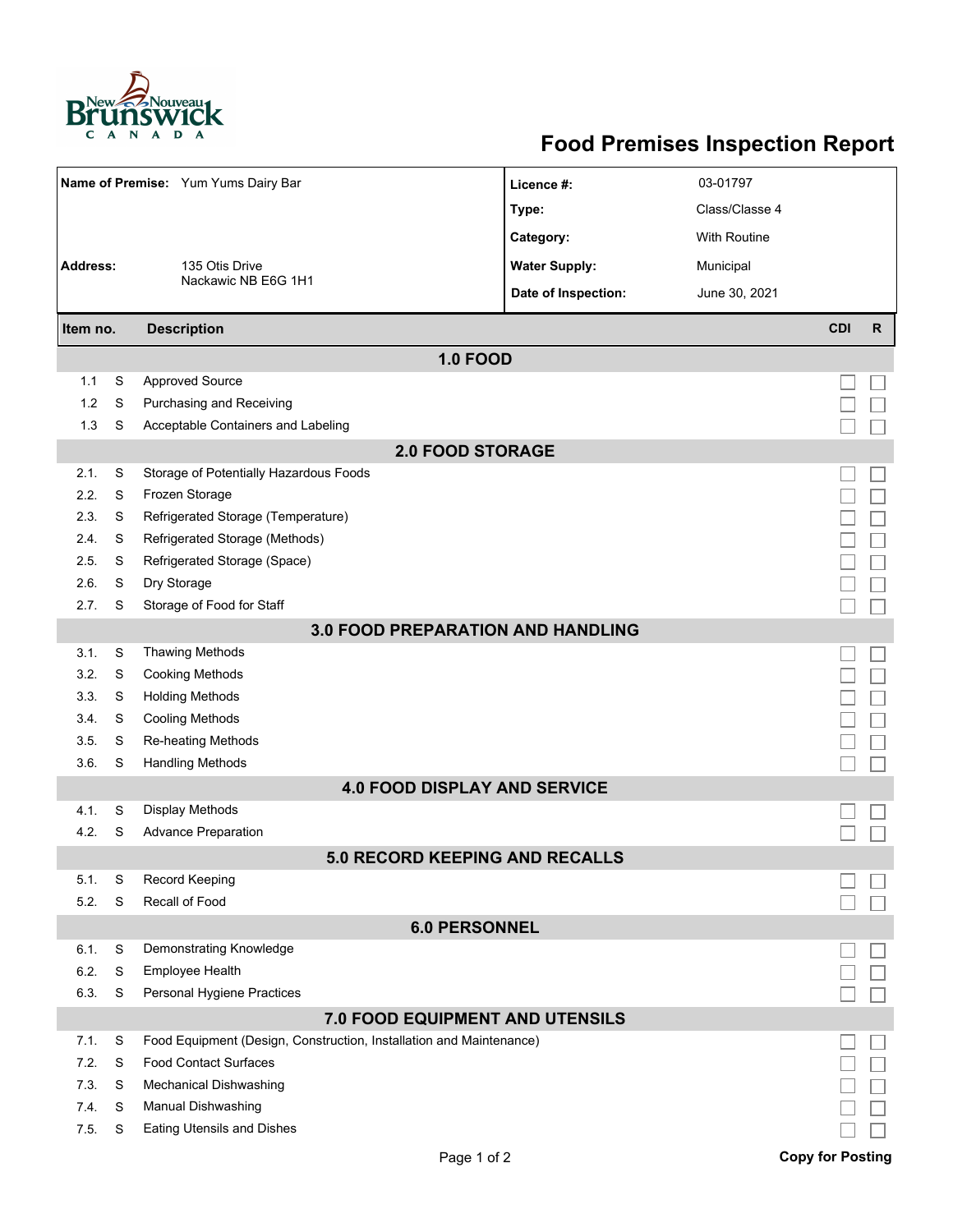# Food Premises Inspection Report

| | | | |
|---|---|---|---|
| **Name of Premise:** | Yum Yums Dairy Bar | **Licence #:** | 03-01797 |
| | | **Type:** | Class/Classe 4 |
| | | **Category:** | With Routine |
| **Address:** | 135 Otis Drive<br>Nackawic NB E6G 1H1 | **Water Supply:** | Municipal |
| | | **Date of Inspection:** | June 30, 2021 |

| Item no. | | Description | CDI | R |
|---|---|---|---|---|
| | | **1.0 FOOD** | | |
| 1.1 | S | Approved Source | ☐ | ☐ |
| 1.2 | S | Purchasing and Receiving | ☐ | ☐ |
| 1.3 | S | Acceptable Containers and Labeling | ☐ | ☐ |
| | | **2.0 FOOD STORAGE** | | |
| 2.1. | S | Storage of Potentially Hazardous Foods | ☐ | ☐ |
| 2.2. | S | Frozen Storage | ☐ | ☐ |
| 2.3. | S | Refrigerated Storage (Temperature) | ☐ | ☐ |
| 2.4. | S | Refrigerated Storage (Methods) | ☐ | ☐ |
| 2.5. | S | Refrigerated Storage (Space) | ☐ | ☐ |
| 2.6. | S | Dry Storage | ☐ | ☐ |
| 2.7. | S | Storage of Food for Staff | ☐ | ☐ |
| | | **3.0 FOOD PREPARATION AND HANDLING** | | |
| 3.1. | S | Thawing Methods | ☐ | ☐ |
| 3.2. | S | Cooking Methods | ☐ | ☐ |
| 3.3. | S | Holding Methods | ☐ | ☐ |
| 3.4. | S | Cooling Methods | ☐ | ☐ |
| 3.5. | S | Re-heating Methods | ☐ | ☐ |
| 3.6. | S | Handling Methods | ☐ | ☐ |
| | | **4.0 FOOD DISPLAY AND SERVICE** | | |
| 4.1. | S | Display Methods | ☐ | ☐ |
| 4.2. | S | Advance Preparation | ☐ | ☐ |
| | | **5.0 RECORD KEEPING AND RECALLS** | | |
| 5.1. | S | Record Keeping | ☐ | ☐ |
| 5.2. | S | Recall of Food | ☐ | ☐ |
| | | **6.0 PERSONNEL** | | |
| 6.1. | S | Demonstrating Knowledge | ☐ | ☐ |
| 6.2. | S | Employee Health | ☐ | ☐ |
| 6.3. | S | Personal Hygiene Practices | ☐ | ☐ |
| | | **7.0 FOOD EQUIPMENT AND UTENSILS** | | |
| 7.1. | S | Food Equipment (Design, Construction, Installation and Maintenance) | ☐ | ☐ |
| 7.2. | S | Food Contact Surfaces | ☐ | ☐ |
| 7.3. | S | Mechanical Dishwashing | ☐ | ☐ |
| 7.4. | S | Manual Dishwashing | ☐ | ☐ |
| 7.5. | S | Eating Utensils and Dishes | ☐ | ☐ |

**Copy for Posting**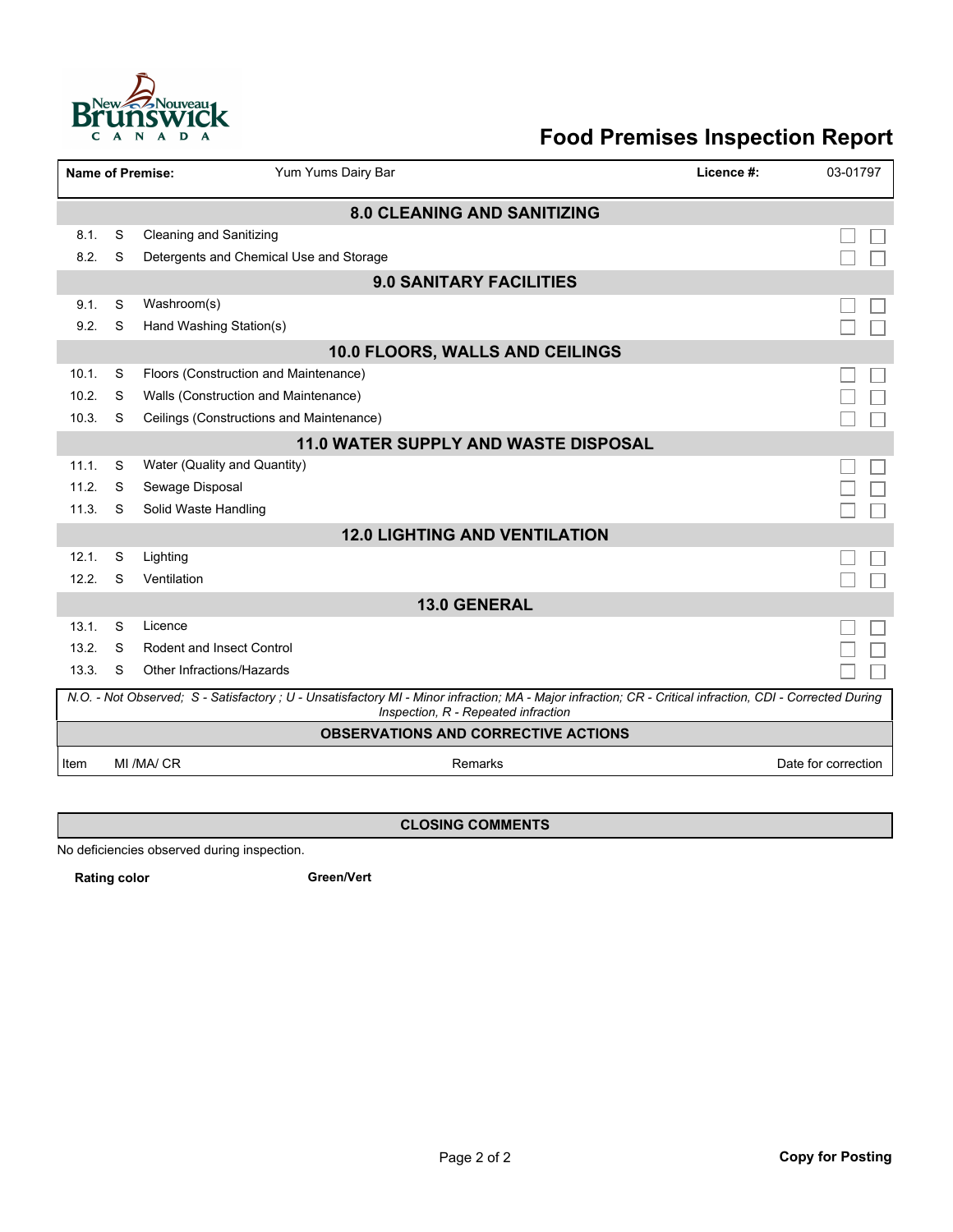# Food Premises Inspection Report

| **Name of Premise:** | Yum Yums Dairy Bar | **Licence #:** | 03-01797 |
|---|---|---|---|

## 8.0 CLEANING AND SANITIZING

| | | | | |
|---|---|---|---|---|
| 8.1. | S | Cleaning and Sanitizing | ☐ | ☐ |
| 8.2. | S | Detergents and Chemical Use and Storage | ☐ | ☐ |

## 9.0 SANITARY FACILITIES

| | | | | |
|---|---|---|---|---|
| 9.1. | S | Washroom(s) | ☐ | ☐ |
| 9.2. | S | Hand Washing Station(s) | ☐ | ☐ |

## 10.0 FLOORS, WALLS AND CEILINGS

| | | | | |
|---|---|---|---|---|
| 10.1. | S | Floors (Construction and Maintenance) | ☐ | ☐ |
| 10.2. | S | Walls (Construction and Maintenance) | ☐ | ☐ |
| 10.3. | S | Ceilings (Constructions and Maintenance) | ☐ | ☐ |

## 11.0 WATER SUPPLY AND WASTE DISPOSAL

| | | | | |
|---|---|---|---|---|
| 11.1. | S | Water (Quality and Quantity) | ☐ | ☐ |
| 11.2. | S | Sewage Disposal | ☐ | ☐ |
| 11.3. | S | Solid Waste Handling | ☐ | ☐ |

## 12.0 LIGHTING AND VENTILATION

| | | | | |
|---|---|---|---|---|
| 12.1. | S | Lighting | ☐ | ☐ |
| 12.2. | S | Ventilation | ☐ | ☐ |

## 13.0 GENERAL

| | | | | |
|---|---|---|---|---|
| 13.1. | S | Licence | ☐ | ☐ |
| 13.2. | S | Rodent and Insect Control | ☐ | ☐ |
| 13.3. | S | Other Infractions/Hazards | ☐ | ☐ |

*N.O. - Not Observed; S - Satisfactory ; U - Unsatisfactory MI - Minor infraction; MA - Major infraction; CR - Critical infraction, CDI - Corrected During Inspection, R - Repeated infraction*

## OBSERVATIONS AND CORRECTIVE ACTIONS

| Item | MI /MA/ CR | Remarks | Date for correction |
|---|---|---|---|

## CLOSING COMMENTS

No deficiencies observed during inspection.

**Rating color** **Green/Vert**

**Copy for Posting**